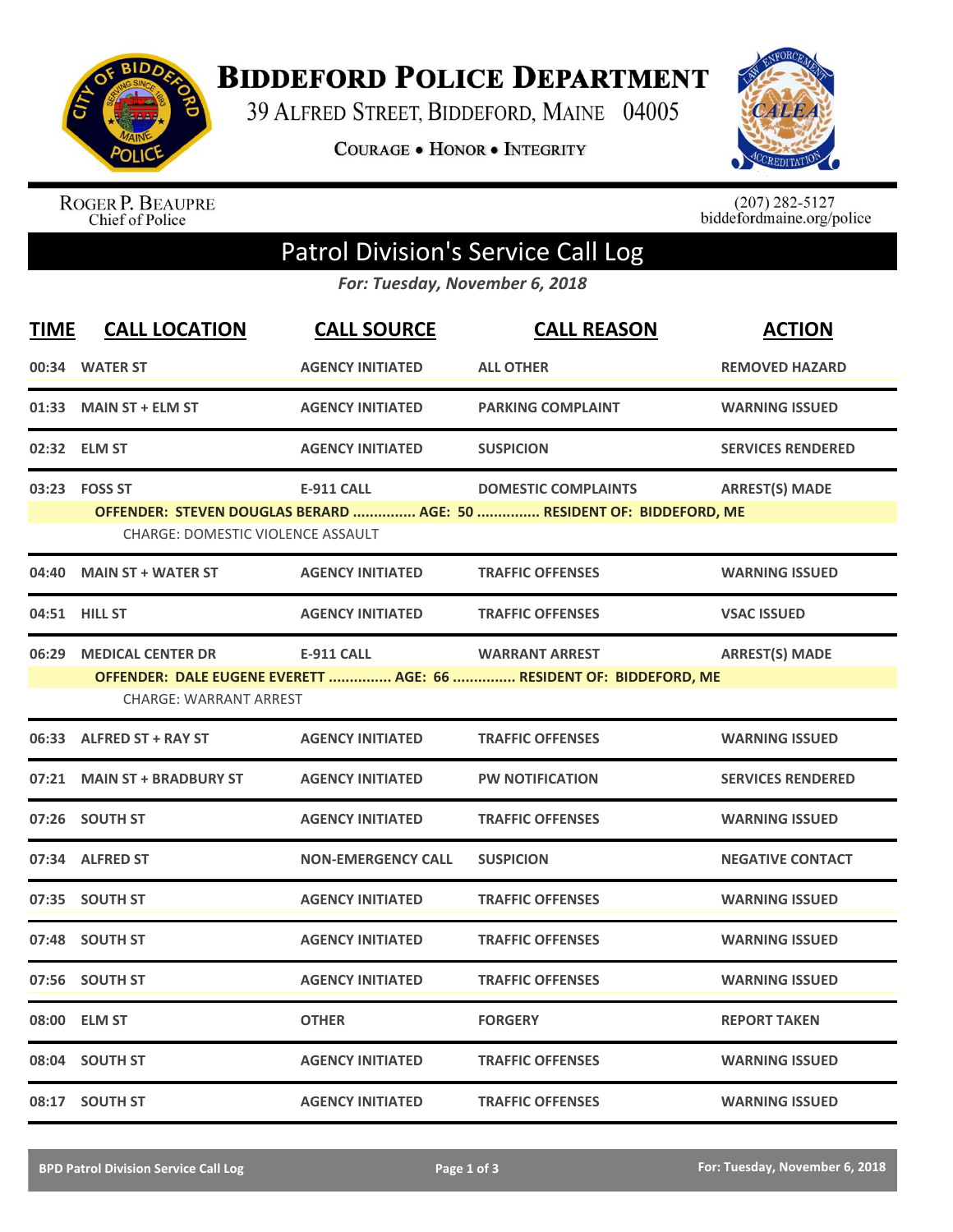# BIDDEFORD POLICE DEPARTMENT

39 ALFRED STREET, BIDDEFORD, MAINE 04005

COURAGE • HONOR • INTEGRITY

ROGER P. BEAUPRE
Chief of Police

(207) 282-5127
biddefordmaine.org/police

## Patrol Division's Service Call Log

***For: Tuesday, November 6, 2018***

| TIME | CALL LOCATION | CALL SOURCE | CALL REASON | ACTION |
|---|---|---|---|---|
| 00:34 | WATER ST | AGENCY INITIATED | ALL OTHER | REMOVED HAZARD |
| 01:33 | MAIN ST + ELM ST | AGENCY INITIATED | PARKING COMPLAINT | WARNING ISSUED |
| 02:32 | ELM ST | AGENCY INITIATED | SUSPICION | SERVICES RENDERED |
| 03:23 | FOSS ST | E-911 CALL | DOMESTIC COMPLAINTS | ARREST(S) MADE |
| | **OFFENDER: STEVEN DOUGLAS BERARD ............... AGE: 50 ............... RESIDENT OF: BIDDEFORD, ME** | | | |
| | CHARGE: DOMESTIC VIOLENCE ASSAULT | | | |
| 04:40 | MAIN ST + WATER ST | AGENCY INITIATED | TRAFFIC OFFENSES | WARNING ISSUED |
| 04:51 | HILL ST | AGENCY INITIATED | TRAFFIC OFFENSES | VSAC ISSUED |
| 06:29 | MEDICAL CENTER DR | E-911 CALL | WARRANT ARREST | ARREST(S) MADE |
| | **OFFENDER: DALE EUGENE EVERETT ............... AGE: 66 ............... RESIDENT OF: BIDDEFORD, ME** | | | |
| | CHARGE: WARRANT ARREST | | | |
| 06:33 | ALFRED ST + RAY ST | AGENCY INITIATED | TRAFFIC OFFENSES | WARNING ISSUED |
| 07:21 | MAIN ST + BRADBURY ST | AGENCY INITIATED | PW NOTIFICATION | SERVICES RENDERED |
| 07:26 | SOUTH ST | AGENCY INITIATED | TRAFFIC OFFENSES | WARNING ISSUED |
| 07:34 | ALFRED ST | NON-EMERGENCY CALL | SUSPICION | NEGATIVE CONTACT |
| 07:35 | SOUTH ST | AGENCY INITIATED | TRAFFIC OFFENSES | WARNING ISSUED |
| 07:48 | SOUTH ST | AGENCY INITIATED | TRAFFIC OFFENSES | WARNING ISSUED |
| 07:56 | SOUTH ST | AGENCY INITIATED | TRAFFIC OFFENSES | WARNING ISSUED |
| 08:00 | ELM ST | OTHER | FORGERY | REPORT TAKEN |
| 08:04 | SOUTH ST | AGENCY INITIATED | TRAFFIC OFFENSES | WARNING ISSUED |
| 08:17 | SOUTH ST | AGENCY INITIATED | TRAFFIC OFFENSES | WARNING ISSUED |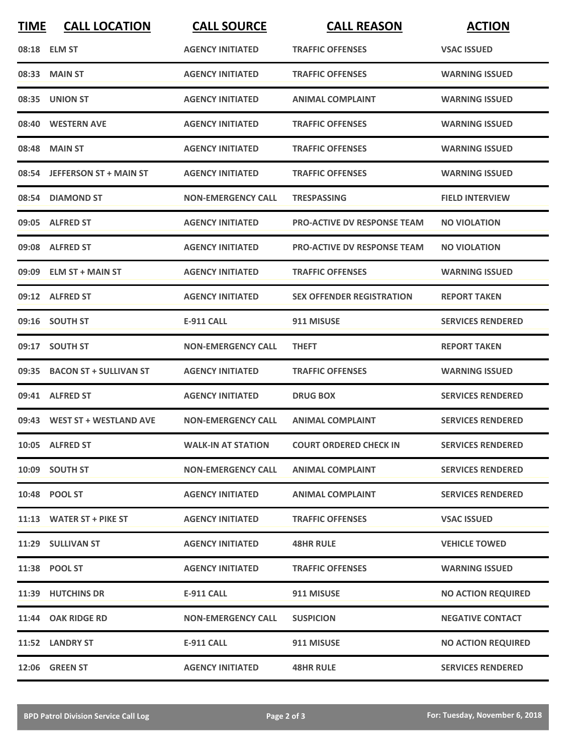| TIME | CALL LOCATION | CALL SOURCE | CALL REASON | ACTION |
| --- | --- | --- | --- | --- |
| 08:18 | ELM ST | AGENCY INITIATED | TRAFFIC OFFENSES | VSAC ISSUED |
| 08:33 | MAIN ST | AGENCY INITIATED | TRAFFIC OFFENSES | WARNING ISSUED |
| 08:35 | UNION ST | AGENCY INITIATED | ANIMAL COMPLAINT | WARNING ISSUED |
| 08:40 | WESTERN AVE | AGENCY INITIATED | TRAFFIC OFFENSES | WARNING ISSUED |
| 08:48 | MAIN ST | AGENCY INITIATED | TRAFFIC OFFENSES | WARNING ISSUED |
| 08:54 | JEFFERSON ST + MAIN ST | AGENCY INITIATED | TRAFFIC OFFENSES | WARNING ISSUED |
| 08:54 | DIAMOND ST | NON-EMERGENCY CALL | TRESPASSING | FIELD INTERVIEW |
| 09:05 | ALFRED ST | AGENCY INITIATED | PRO-ACTIVE DV RESPONSE TEAM | NO VIOLATION |
| 09:08 | ALFRED ST | AGENCY INITIATED | PRO-ACTIVE DV RESPONSE TEAM | NO VIOLATION |
| 09:09 | ELM ST + MAIN ST | AGENCY INITIATED | TRAFFIC OFFENSES | WARNING ISSUED |
| 09:12 | ALFRED ST | AGENCY INITIATED | SEX OFFENDER REGISTRATION | REPORT TAKEN |
| 09:16 | SOUTH ST | E-911 CALL | 911 MISUSE | SERVICES RENDERED |
| 09:17 | SOUTH ST | NON-EMERGENCY CALL | THEFT | REPORT TAKEN |
| 09:35 | BACON ST + SULLIVAN ST | AGENCY INITIATED | TRAFFIC OFFENSES | WARNING ISSUED |
| 09:41 | ALFRED ST | AGENCY INITIATED | DRUG BOX | SERVICES RENDERED |
| 09:43 | WEST ST + WESTLAND AVE | NON-EMERGENCY CALL | ANIMAL COMPLAINT | SERVICES RENDERED |
| 10:05 | ALFRED ST | WALK-IN AT STATION | COURT ORDERED CHECK IN | SERVICES RENDERED |
| 10:09 | SOUTH ST | NON-EMERGENCY CALL | ANIMAL COMPLAINT | SERVICES RENDERED |
| 10:48 | POOL ST | AGENCY INITIATED | ANIMAL COMPLAINT | SERVICES RENDERED |
| 11:13 | WATER ST + PIKE ST | AGENCY INITIATED | TRAFFIC OFFENSES | VSAC ISSUED |
| 11:29 | SULLIVAN ST | AGENCY INITIATED | 48HR RULE | VEHICLE TOWED |
| 11:38 | POOL ST | AGENCY INITIATED | TRAFFIC OFFENSES | WARNING ISSUED |
| 11:39 | HUTCHINS DR | E-911 CALL | 911 MISUSE | NO ACTION REQUIRED |
| 11:44 | OAK RIDGE RD | NON-EMERGENCY CALL | SUSPICION | NEGATIVE CONTACT |
| 11:52 | LANDRY ST | E-911 CALL | 911 MISUSE | NO ACTION REQUIRED |
| 12:06 | GREEN ST | AGENCY INITIATED | 48HR RULE | SERVICES RENDERED |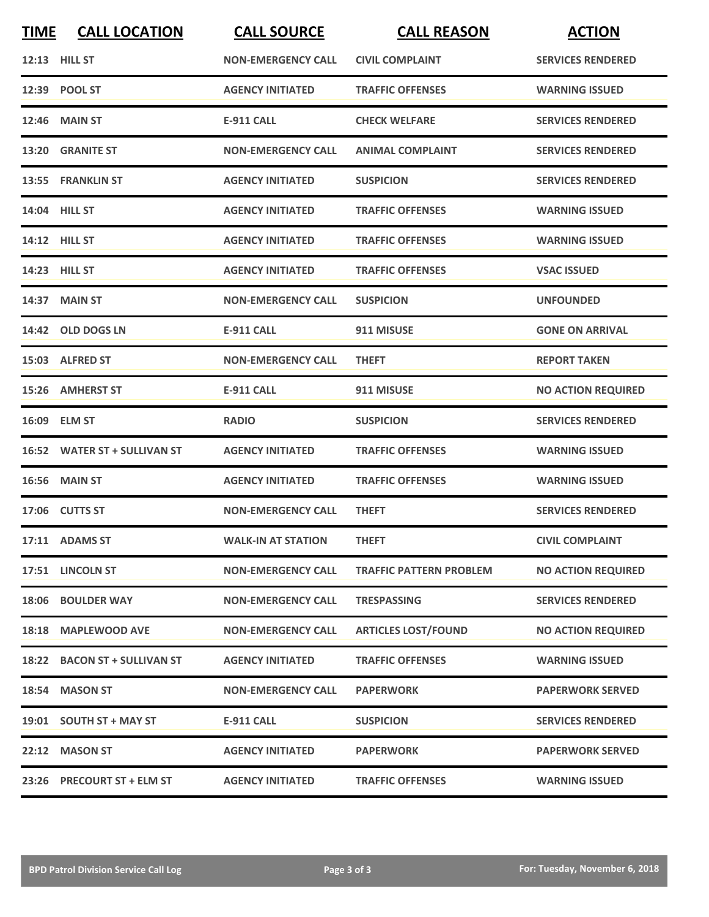| TIME | CALL LOCATION | CALL SOURCE | CALL REASON | ACTION |
|---|---|---|---|---|
| 12:13 | HILL ST | NON-EMERGENCY CALL | CIVIL COMPLAINT | SERVICES RENDERED |
| 12:39 | POOL ST | AGENCY INITIATED | TRAFFIC OFFENSES | WARNING ISSUED |
| 12:46 | MAIN ST | E-911 CALL | CHECK WELFARE | SERVICES RENDERED |
| 13:20 | GRANITE ST | NON-EMERGENCY CALL | ANIMAL COMPLAINT | SERVICES RENDERED |
| 13:55 | FRANKLIN ST | AGENCY INITIATED | SUSPICION | SERVICES RENDERED |
| 14:04 | HILL ST | AGENCY INITIATED | TRAFFIC OFFENSES | WARNING ISSUED |
| 14:12 | HILL ST | AGENCY INITIATED | TRAFFIC OFFENSES | WARNING ISSUED |
| 14:23 | HILL ST | AGENCY INITIATED | TRAFFIC OFFENSES | VSAC ISSUED |
| 14:37 | MAIN ST | NON-EMERGENCY CALL | SUSPICION | UNFOUNDED |
| 14:42 | OLD DOGS LN | E-911 CALL | 911 MISUSE | GONE ON ARRIVAL |
| 15:03 | ALFRED ST | NON-EMERGENCY CALL | THEFT | REPORT TAKEN |
| 15:26 | AMHERST ST | E-911 CALL | 911 MISUSE | NO ACTION REQUIRED |
| 16:09 | ELM ST | RADIO | SUSPICION | SERVICES RENDERED |
| 16:52 | WATER ST + SULLIVAN ST | AGENCY INITIATED | TRAFFIC OFFENSES | WARNING ISSUED |
| 16:56 | MAIN ST | AGENCY INITIATED | TRAFFIC OFFENSES | WARNING ISSUED |
| 17:06 | CUTTS ST | NON-EMERGENCY CALL | THEFT | SERVICES RENDERED |
| 17:11 | ADAMS ST | WALK-IN AT STATION | THEFT | CIVIL COMPLAINT |
| 17:51 | LINCOLN ST | NON-EMERGENCY CALL | TRAFFIC PATTERN PROBLEM | NO ACTION REQUIRED |
| 18:06 | BOULDER WAY | NON-EMERGENCY CALL | TRESPASSING | SERVICES RENDERED |
| 18:18 | MAPLEWOOD AVE | NON-EMERGENCY CALL | ARTICLES LOST/FOUND | NO ACTION REQUIRED |
| 18:22 | BACON ST + SULLIVAN ST | AGENCY INITIATED | TRAFFIC OFFENSES | WARNING ISSUED |
| 18:54 | MASON ST | NON-EMERGENCY CALL | PAPERWORK | PAPERWORK SERVED |
| 19:01 | SOUTH ST + MAY ST | E-911 CALL | SUSPICION | SERVICES RENDERED |
| 22:12 | MASON ST | AGENCY INITIATED | PAPERWORK | PAPERWORK SERVED |
| 23:26 | PRECOURT ST + ELM ST | AGENCY INITIATED | TRAFFIC OFFENSES | WARNING ISSUED |